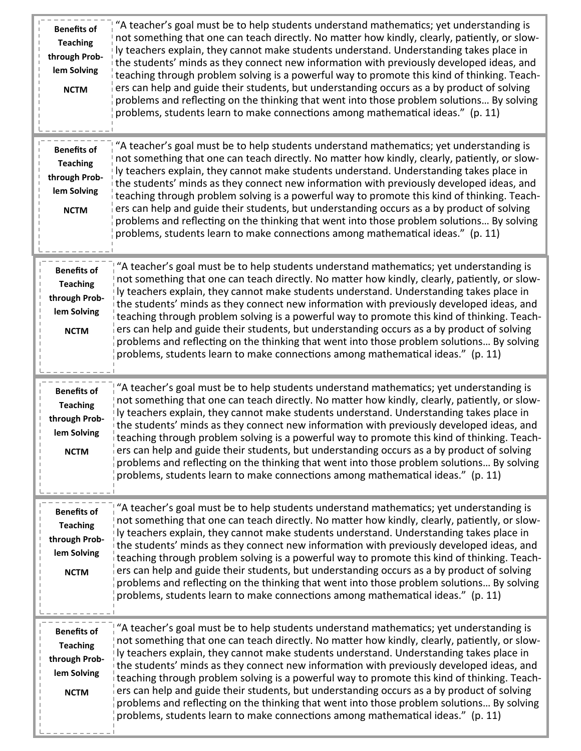**Benefits of Teaching through Problem Solving**

**NCTM**

"A teacher's goal must be to help students understand mathematics; yet understanding is not something that one can teach directly. No matter how kindly, clearly, patiently, or slowly teachers explain, they cannot make students understand. Understanding takes place in the students' minds as they connect new information with previously developed ideas, and teaching through problem solving is a powerful way to promote this kind of thinking. Teachers can help and guide their students, but understanding occurs as a by product of solving problems and reflecting on the thinking that went into those problem solutions… By solving problems, students learn to make connections among mathematical ideas." (p. 11)

---

**Benefits of Teaching through Problem Solving**

**NCTM**

"A teacher's goal must be to help students understand mathematics; yet understanding is not something that one can teach directly. No matter how kindly, clearly, patiently, or slowly teachers explain, they cannot make students understand. Understanding takes place in the students' minds as they connect new information with previously developed ideas, and teaching through problem solving is a powerful way to promote this kind of thinking. Teachers can help and guide their students, but understanding occurs as a by product of solving problems and reflecting on the thinking that went into those problem solutions… By solving problems, students learn to make connections among mathematical ideas." (p. 11)

---

**Benefits of Teaching through Problem Solving**

**NCTM**

"A teacher's goal must be to help students understand mathematics; yet understanding is not something that one can teach directly. No matter how kindly, clearly, patiently, or slowly teachers explain, they cannot make students understand. Understanding takes place in the students' minds as they connect new information with previously developed ideas, and teaching through problem solving is a powerful way to promote this kind of thinking. Teachers can help and guide their students, but understanding occurs as a by product of solving problems and reflecting on the thinking that went into those problem solutions… By solving problems, students learn to make connections among mathematical ideas." (p. 11)

---

**Benefits of Teaching through Problem Solving**

**NCTM**

"A teacher's goal must be to help students understand mathematics; yet understanding is not something that one can teach directly. No matter how kindly, clearly, patiently, or slowly teachers explain, they cannot make students understand. Understanding takes place in the students' minds as they connect new information with previously developed ideas, and teaching through problem solving is a powerful way to promote this kind of thinking. Teachers can help and guide their students, but understanding occurs as a by product of solving problems and reflecting on the thinking that went into those problem solutions… By solving problems, students learn to make connections among mathematical ideas." (p. 11)

---

**Benefits of Teaching through Problem Solving**

**NCTM**

"A teacher's goal must be to help students understand mathematics; yet understanding is not something that one can teach directly. No matter how kindly, clearly, patiently, or slowly teachers explain, they cannot make students understand. Understanding takes place in the students' minds as they connect new information with previously developed ideas, and teaching through problem solving is a powerful way to promote this kind of thinking. Teachers can help and guide their students, but understanding occurs as a by product of solving problems and reflecting on the thinking that went into those problem solutions… By solving problems, students learn to make connections among mathematical ideas." (p. 11)

---

**Benefits of Teaching through Problem Solving**

**NCTM**

"A teacher's goal must be to help students understand mathematics; yet understanding is not something that one can teach directly. No matter how kindly, clearly, patiently, or slowly teachers explain, they cannot make students understand. Understanding takes place in the students' minds as they connect new information with previously developed ideas, and teaching through problem solving is a powerful way to promote this kind of thinking. Teachers can help and guide their students, but understanding occurs as a by product of solving problems and reflecting on the thinking that went into those problem solutions… By solving problems, students learn to make connections among mathematical ideas." (p. 11)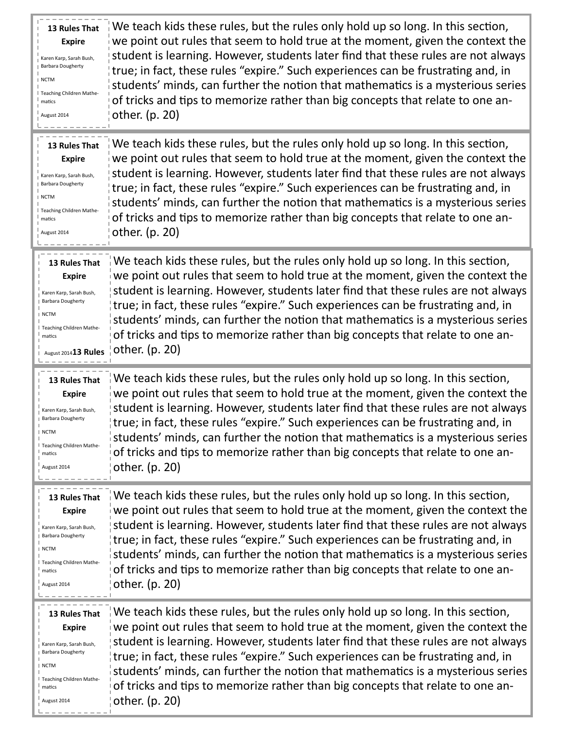**13 Rules That Expire**

Karen Karp, Sarah Bush, Barbara Dougherty

NCTM

Teaching Children Mathematics

August 2014

We teach kids these rules, but the rules only hold up so long. In this section, we point out rules that seem to hold true at the moment, given the context the student is learning. However, students later find that these rules are not always true; in fact, these rules "expire." Such experiences can be frustrating and, in students' minds, can further the notion that mathematics is a mysterious series of tricks and tips to memorize rather than big concepts that relate to one another. (p. 20)

---

**13 Rules That Expire**

Karen Karp, Sarah Bush, Barbara Dougherty

NCTM

Teaching Children Mathematics

August 2014

We teach kids these rules, but the rules only hold up so long. In this section, we point out rules that seem to hold true at the moment, given the context the student is learning. However, students later find that these rules are not always true; in fact, these rules "expire." Such experiences can be frustrating and, in students' minds, can further the notion that mathematics is a mysterious series of tricks and tips to memorize rather than big concepts that relate to one another. (p. 20)

---

**13 Rules That Expire**

Karen Karp, Sarah Bush, Barbara Dougherty

NCTM

Teaching Children Mathematics

August 2014**13 Rules**

We teach kids these rules, but the rules only hold up so long. In this section, we point out rules that seem to hold true at the moment, given the context the student is learning. However, students later find that these rules are not always true; in fact, these rules "expire." Such experiences can be frustrating and, in students' minds, can further the notion that mathematics is a mysterious series of tricks and tips to memorize rather than big concepts that relate to one another. (p. 20)

---

**13 Rules That Expire**

Karen Karp, Sarah Bush, Barbara Dougherty

NCTM

Teaching Children Mathematics

August 2014

We teach kids these rules, but the rules only hold up so long. In this section, we point out rules that seem to hold true at the moment, given the context the student is learning. However, students later find that these rules are not always true; in fact, these rules "expire." Such experiences can be frustrating and, in students' minds, can further the notion that mathematics is a mysterious series of tricks and tips to memorize rather than big concepts that relate to one another. (p. 20)

---

**13 Rules That Expire**

Karen Karp, Sarah Bush, Barbara Dougherty

NCTM

Teaching Children Mathematics

August 2014

We teach kids these rules, but the rules only hold up so long. In this section, we point out rules that seem to hold true at the moment, given the context the student is learning. However, students later find that these rules are not always true; in fact, these rules "expire." Such experiences can be frustrating and, in students' minds, can further the notion that mathematics is a mysterious series of tricks and tips to memorize rather than big concepts that relate to one another. (p. 20)

---

**13 Rules That Expire**

Karen Karp, Sarah Bush, Barbara Dougherty

NCTM

Teaching Children Mathematics

August 2014

We teach kids these rules, but the rules only hold up so long. In this section, we point out rules that seem to hold true at the moment, given the context the student is learning. However, students later find that these rules are not always true; in fact, these rules "expire." Such experiences can be frustrating and, in students' minds, can further the notion that mathematics is a mysterious series of tricks and tips to memorize rather than big concepts that relate to one another. (p. 20)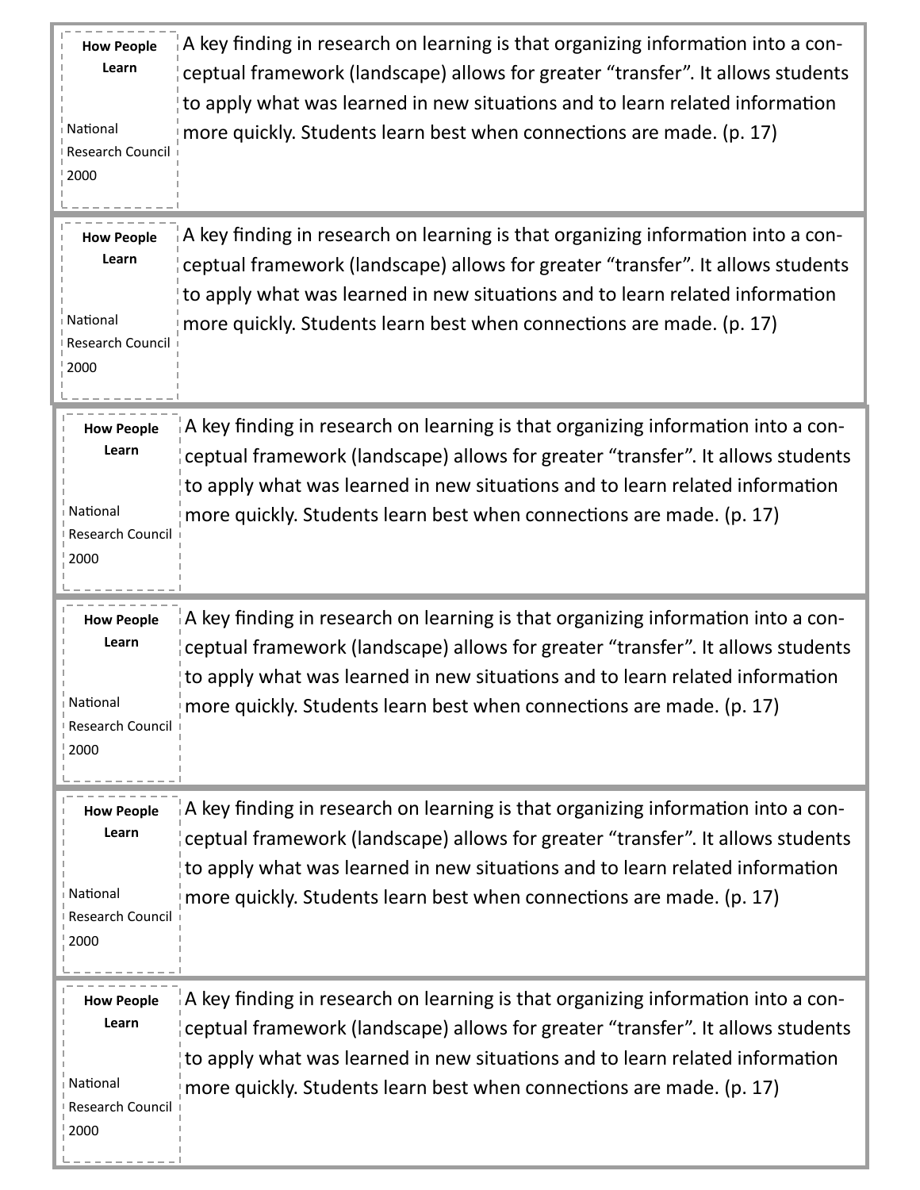| | |
|---|---|
| **How People Learn**<br><br>National Research Council 2000 | A key finding in research on learning is that organizing information into a conceptual framework (landscape) allows for greater "transfer". It allows students to apply what was learned in new situations and to learn related information more quickly. Students learn best when connections are made. (p. 17) |
| **How People Learn**<br><br>National Research Council 2000 | A key finding in research on learning is that organizing information into a conceptual framework (landscape) allows for greater "transfer". It allows students to apply what was learned in new situations and to learn related information more quickly. Students learn best when connections are made. (p. 17) |
| **How People Learn**<br><br>National Research Council 2000 | A key finding in research on learning is that organizing information into a conceptual framework (landscape) allows for greater "transfer". It allows students to apply what was learned in new situations and to learn related information more quickly. Students learn best when connections are made. (p. 17) |
| **How People Learn**<br><br>National Research Council 2000 | A key finding in research on learning is that organizing information into a conceptual framework (landscape) allows for greater "transfer". It allows students to apply what was learned in new situations and to learn related information more quickly. Students learn best when connections are made. (p. 17) |
| **How People Learn**<br><br>National Research Council 2000 | A key finding in research on learning is that organizing information into a conceptual framework (landscape) allows for greater "transfer". It allows students to apply what was learned in new situations and to learn related information more quickly. Students learn best when connections are made. (p. 17) |
| **How People Learn**<br><br>National Research Council 2000 | A key finding in research on learning is that organizing information into a conceptual framework (landscape) allows for greater "transfer". It allows students to apply what was learned in new situations and to learn related information more quickly. Students learn best when connections are made. (p. 17) |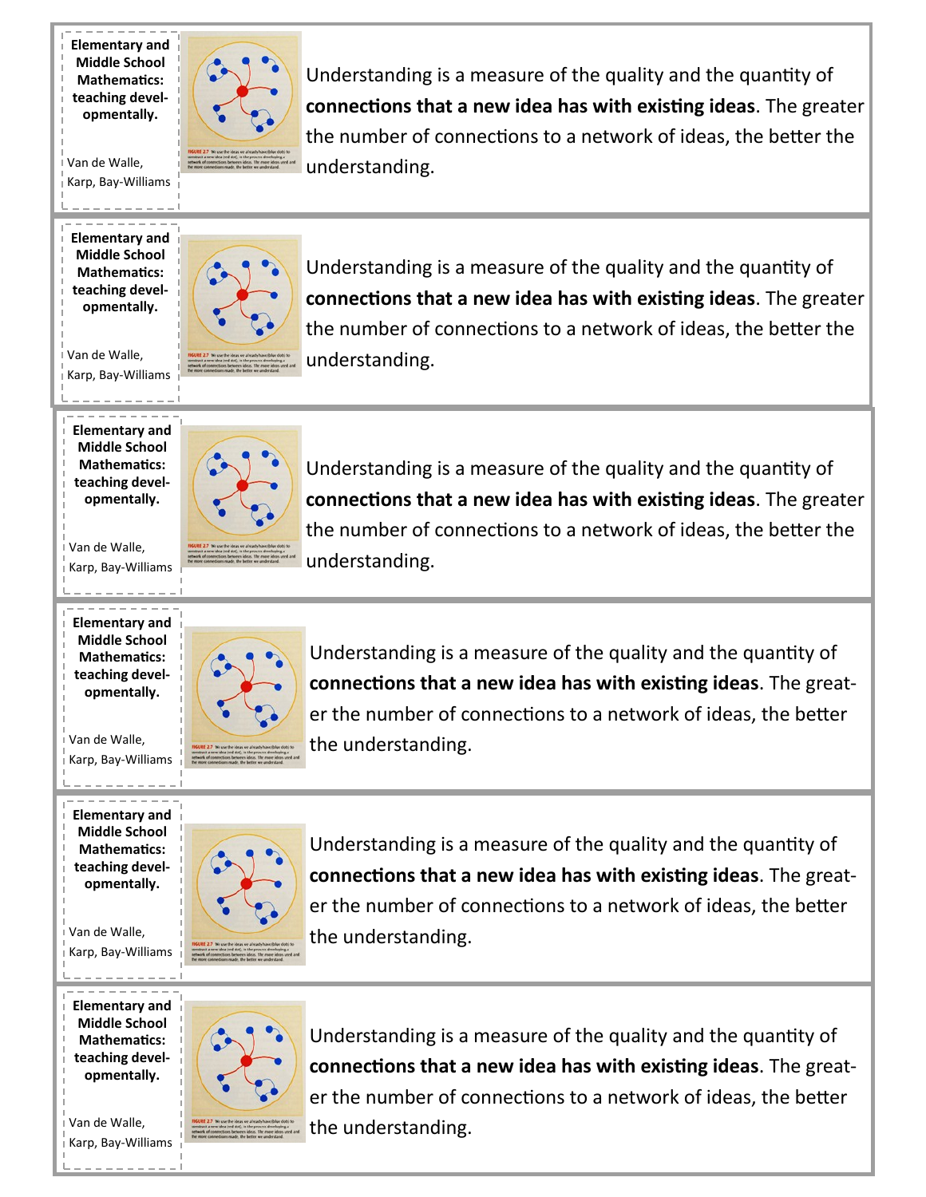**Elementary and Middle School Mathematics: teaching developmentally.**

Van de Walle, Karp, Bay-Williams

Understanding is a measure of the quality and the quantity of **connections that a new idea has with existing ideas**. The greater the number of connections to a network of ideas, the better the understanding.

---

**Elementary and Middle School Mathematics: teaching developmentally.**

Van de Walle, Karp, Bay-Williams

Understanding is a measure of the quality and the quantity of **connections that a new idea has with existing ideas**. The greater the number of connections to a network of ideas, the better the understanding.

---

**Elementary and Middle School Mathematics: teaching developmentally.**

Van de Walle, Karp, Bay-Williams

Understanding is a measure of the quality and the quantity of **connections that a new idea has with existing ideas**. The greater the number of connections to a network of ideas, the better the understanding.

---

**Elementary and Middle School Mathematics: teaching developmentally.**

Van de Walle, Karp, Bay-Williams

Understanding is a measure of the quality and the quantity of **connections that a new idea has with existing ideas**. The greater the number of connections to a network of ideas, the better the understanding.

---

**Elementary and Middle School Mathematics: teaching developmentally.**

Van de Walle, Karp, Bay-Williams

Understanding is a measure of the quality and the quantity of **connections that a new idea has with existing ideas**. The greater the number of connections to a network of ideas, the better the understanding.

---

**Elementary and Middle School Mathematics: teaching developmentally.**

Van de Walle, Karp, Bay-Williams

Understanding is a measure of the quality and the quantity of **connections that a new idea has with existing ideas**. The greater the number of connections to a network of ideas, the better the understanding.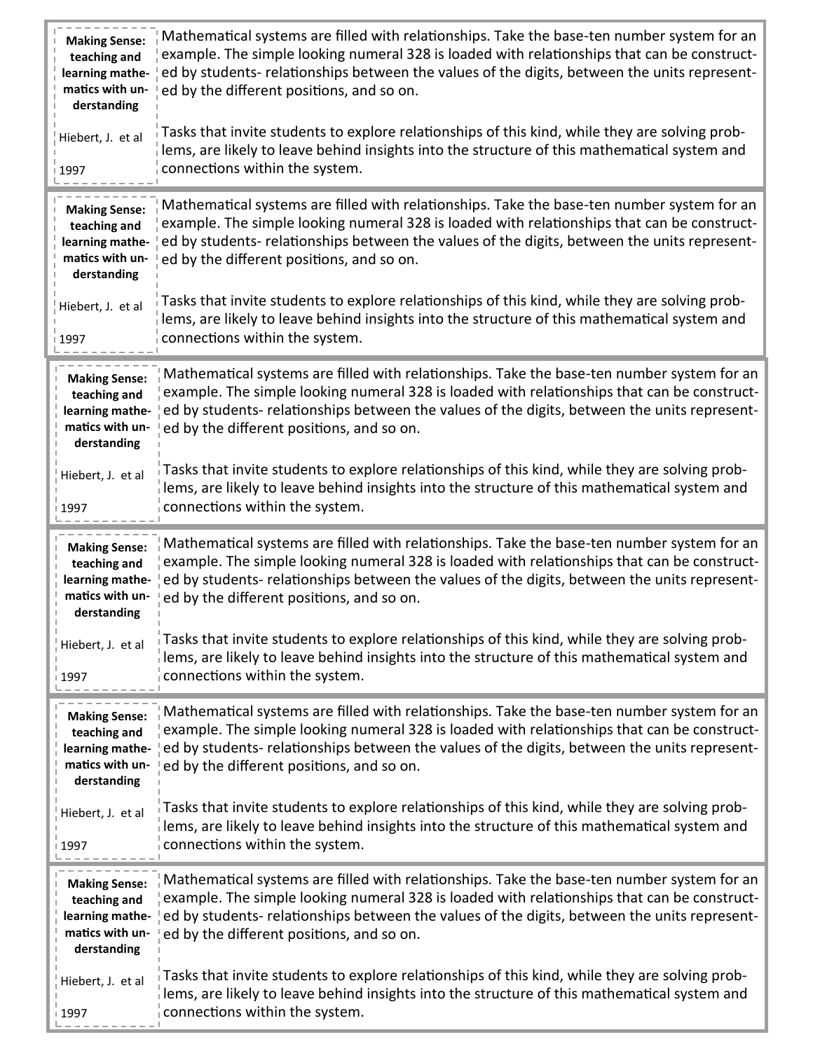| | |
|---|---|
| **Making Sense: teaching and learning mathematics with understanding**<br><br>Hiebert, J. et al<br><br>1997 | Mathematical systems are filled with relationships. Take the base-ten number system for an example. The simple looking numeral 328 is loaded with relationships that can be constructed by students- relationships between the values of the digits, between the units represented by the different positions, and so on.<br><br>Tasks that invite students to explore relationships of this kind, while they are solving problems, are likely to leave behind insights into the structure of this mathematical system and connections within the system. |

| | |
|---|---|
| **Making Sense: teaching and learning mathematics with understanding**<br><br>Hiebert, J. et al<br><br>1997 | Mathematical systems are filled with relationships. Take the base-ten number system for an example. The simple looking numeral 328 is loaded with relationships that can be constructed by students- relationships between the values of the digits, between the units represented by the different positions, and so on.<br><br>Tasks that invite students to explore relationships of this kind, while they are solving problems, are likely to leave behind insights into the structure of this mathematical system and connections within the system. |

| | |
|---|---|
| **Making Sense: teaching and learning mathematics with understanding**<br><br>Hiebert, J. et al<br><br>1997 | Mathematical systems are filled with relationships. Take the base-ten number system for an example. The simple looking numeral 328 is loaded with relationships that can be constructed by students- relationships between the values of the digits, between the units represented by the different positions, and so on.<br><br>Tasks that invite students to explore relationships of this kind, while they are solving problems, are likely to leave behind insights into the structure of this mathematical system and connections within the system. |

| | |
|---|---|
| **Making Sense: teaching and learning mathematics with understanding**<br><br>Hiebert, J. et al<br><br>1997 | Mathematical systems are filled with relationships. Take the base-ten number system for an example. The simple looking numeral 328 is loaded with relationships that can be constructed by students- relationships between the values of the digits, between the units represented by the different positions, and so on.<br><br>Tasks that invite students to explore relationships of this kind, while they are solving problems, are likely to leave behind insights into the structure of this mathematical system and connections within the system. |

| | |
|---|---|
| **Making Sense: teaching and learning mathematics with understanding**<br><br>Hiebert, J. et al<br><br>1997 | Mathematical systems are filled with relationships. Take the base-ten number system for an example. The simple looking numeral 328 is loaded with relationships that can be constructed by students- relationships between the values of the digits, between the units represented by the different positions, and so on.<br><br>Tasks that invite students to explore relationships of this kind, while they are solving problems, are likely to leave behind insights into the structure of this mathematical system and connections within the system. |

| | |
|---|---|
| **Making Sense: teaching and learning mathematics with understanding**<br><br>Hiebert, J. et al<br><br>1997 | Mathematical systems are filled with relationships. Take the base-ten number system for an example. The simple looking numeral 328 is loaded with relationships that can be constructed by students- relationships between the values of the digits, between the units represented by the different positions, and so on.<br><br>Tasks that invite students to explore relationships of this kind, while they are solving problems, are likely to leave behind insights into the structure of this mathematical system and connections within the system. |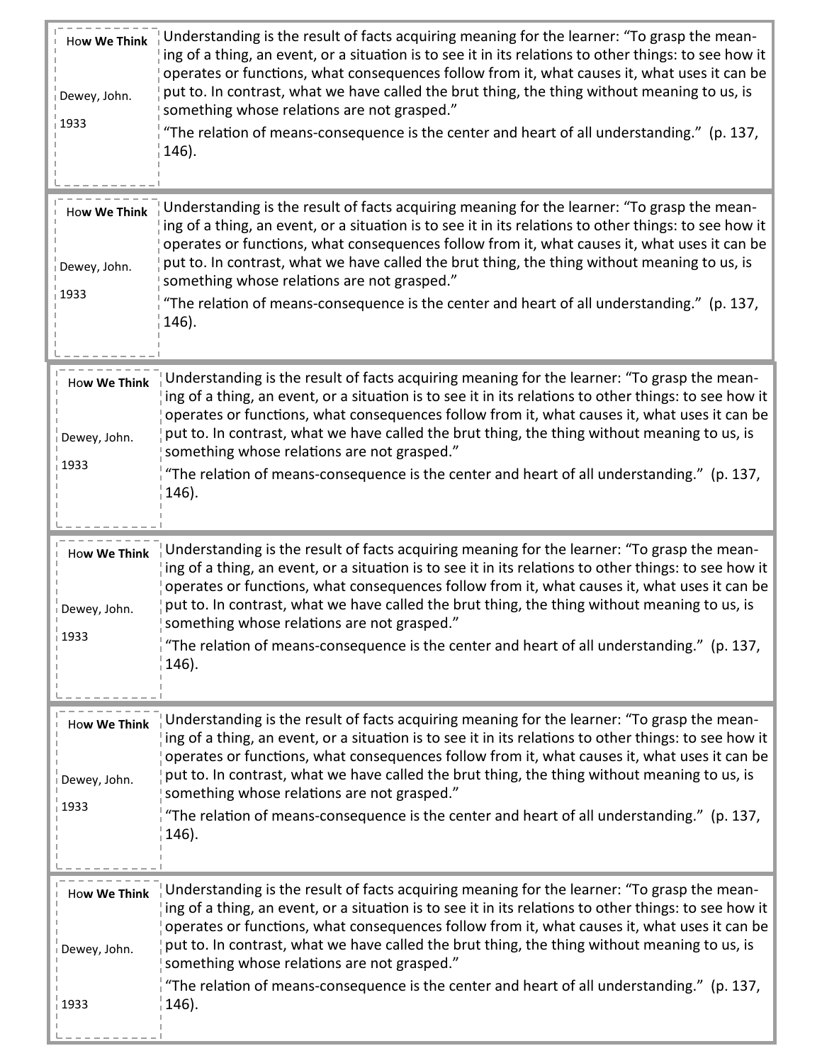| | |
|---|---|
| Ho**w We Think**<br><br>Dewey, John.<br><br>1933 | Understanding is the result of facts acquiring meaning for the learner: "To grasp the meaning of a thing, an event, or a situation is to see it in its relations to other things: to see how it operates or functions, what consequences follow from it, what causes it, what uses it can be put to. In contrast, what we have called the brut thing, the thing without meaning to us, is something whose relations are not grasped."<br>"The relation of means-consequence is the center and heart of all understanding." (p. 137, 146). |
| Ho**w We Think**<br><br>Dewey, John.<br><br>1933 | Understanding is the result of facts acquiring meaning for the learner: "To grasp the meaning of a thing, an event, or a situation is to see it in its relations to other things: to see how it operates or functions, what consequences follow from it, what causes it, what uses it can be put to. In contrast, what we have called the brut thing, the thing without meaning to us, is something whose relations are not grasped."<br>"The relation of means-consequence is the center and heart of all understanding." (p. 137, 146). |
| Ho**w We Think**<br><br>Dewey, John.<br><br>1933 | Understanding is the result of facts acquiring meaning for the learner: "To grasp the meaning of a thing, an event, or a situation is to see it in its relations to other things: to see how it operates or functions, what consequences follow from it, what causes it, what uses it can be put to. In contrast, what we have called the brut thing, the thing without meaning to us, is something whose relations are not grasped."<br>"The relation of means-consequence is the center and heart of all understanding." (p. 137, 146). |
| Ho**w We Think**<br><br>Dewey, John.<br><br>1933 | Understanding is the result of facts acquiring meaning for the learner: "To grasp the meaning of a thing, an event, or a situation is to see it in its relations to other things: to see how it operates or functions, what consequences follow from it, what causes it, what uses it can be put to. In contrast, what we have called the brut thing, the thing without meaning to us, is something whose relations are not grasped."<br>"The relation of means-consequence is the center and heart of all understanding." (p. 137, 146). |
| Ho**w We Think**<br><br>Dewey, John.<br><br>1933 | Understanding is the result of facts acquiring meaning for the learner: "To grasp the meaning of a thing, an event, or a situation is to see it in its relations to other things: to see how it operates or functions, what consequences follow from it, what causes it, what uses it can be put to. In contrast, what we have called the brut thing, the thing without meaning to us, is something whose relations are not grasped."<br>"The relation of means-consequence is the center and heart of all understanding." (p. 137, 146). |
| Ho**w We Think**<br><br>Dewey, John.<br><br>1933 | Understanding is the result of facts acquiring meaning for the learner: "To grasp the meaning of a thing, an event, or a situation is to see it in its relations to other things: to see how it operates or functions, what consequences follow from it, what causes it, what uses it can be put to. In contrast, what we have called the brut thing, the thing without meaning to us, is something whose relations are not grasped."<br>"The relation of means-consequence is the center and heart of all understanding." (p. 137, 146). |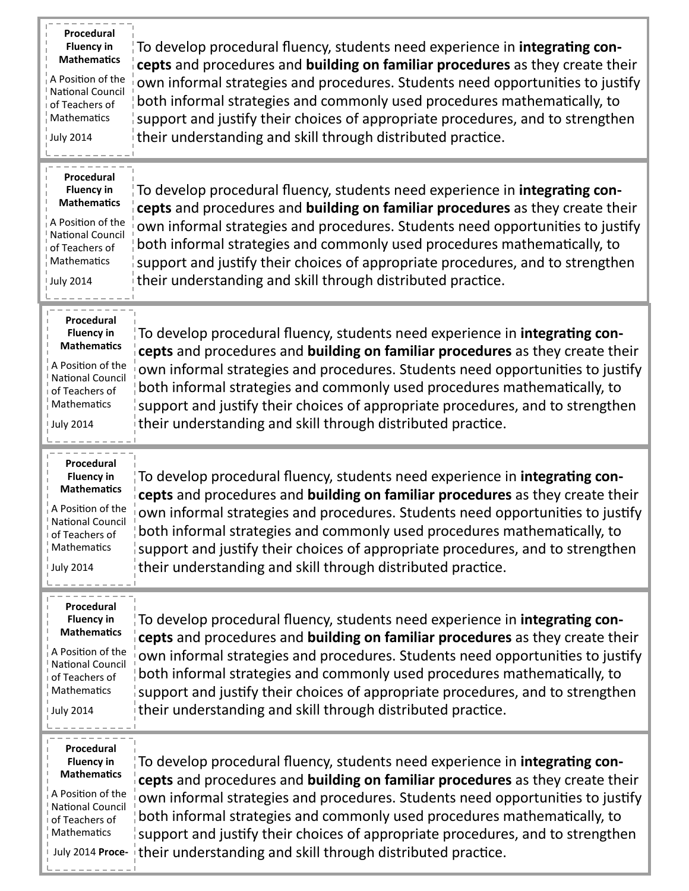**Procedural Fluency in Mathematics**

A Position of the National Council of Teachers of Mathematics

July 2014

To develop procedural fluency, students need experience in **integrating concepts** and procedures and **building on familiar procedures** as they create their own informal strategies and procedures. Students need opportunities to justify both informal strategies and commonly used procedures mathematically, to support and justify their choices of appropriate procedures, and to strengthen their understanding and skill through distributed practice.

---

**Procedural Fluency in Mathematics**

A Position of the National Council of Teachers of Mathematics

July 2014

To develop procedural fluency, students need experience in **integrating concepts** and procedures and **building on familiar procedures** as they create their own informal strategies and procedures. Students need opportunities to justify both informal strategies and commonly used procedures mathematically, to support and justify their choices of appropriate procedures, and to strengthen their understanding and skill through distributed practice.

---

**Procedural Fluency in Mathematics**

A Position of the National Council of Teachers of Mathematics

July 2014

To develop procedural fluency, students need experience in **integrating concepts** and procedures and **building on familiar procedures** as they create their own informal strategies and procedures. Students need opportunities to justify both informal strategies and commonly used procedures mathematically, to support and justify their choices of appropriate procedures, and to strengthen their understanding and skill through distributed practice.

---

**Procedural Fluency in Mathematics**

A Position of the National Council of Teachers of Mathematics

July 2014

To develop procedural fluency, students need experience in **integrating concepts** and procedures and **building on familiar procedures** as they create their own informal strategies and procedures. Students need opportunities to justify both informal strategies and commonly used procedures mathematically, to support and justify their choices of appropriate procedures, and to strengthen their understanding and skill through distributed practice.

---

**Procedural Fluency in Mathematics**

A Position of the National Council of Teachers of Mathematics

July 2014

To develop procedural fluency, students need experience in **integrating concepts** and procedures and **building on familiar procedures** as they create their own informal strategies and procedures. Students need opportunities to justify both informal strategies and commonly used procedures mathematically, to support and justify their choices of appropriate procedures, and to strengthen their understanding and skill through distributed practice.

---

**Procedural Fluency in Mathematics**

A Position of the National Council of Teachers of Mathematics

July 2014 **Proce-**

To develop procedural fluency, students need experience in **integrating concepts** and procedures and **building on familiar procedures** as they create their own informal strategies and procedures. Students need opportunities to justify both informal strategies and commonly used procedures mathematically, to support and justify their choices of appropriate procedures, and to strengthen their understanding and skill through distributed practice.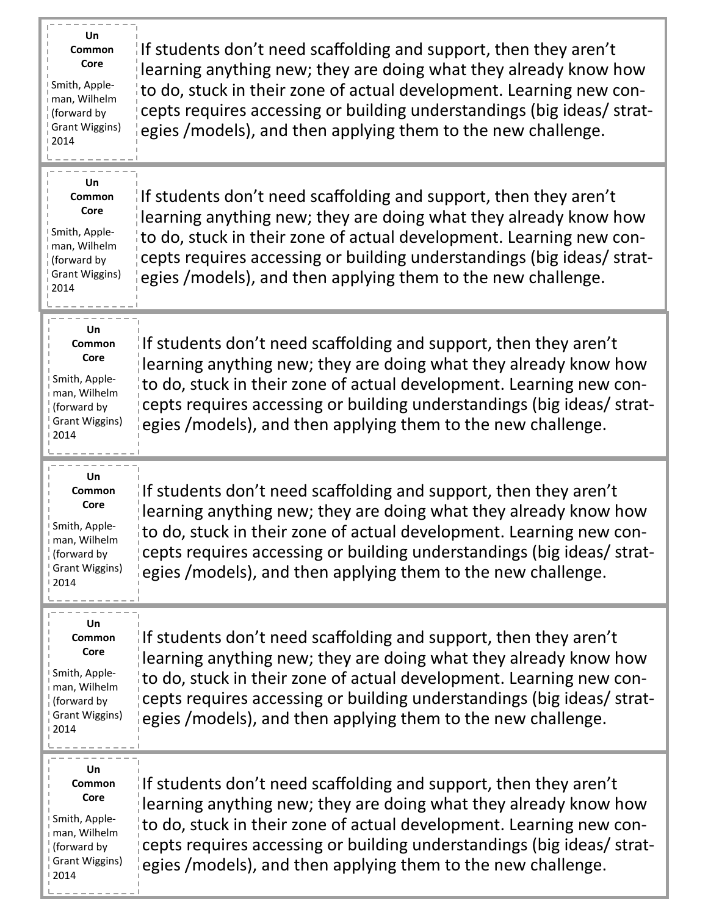| | |
|---|---|
| **Un Common Core** Smith, Appleman, Wilhelm (forward by Grant Wiggins) 2014 | If students don't need scaffolding and support, then they aren't learning anything new; they are doing what they already know how to do, stuck in their zone of actual development. Learning new concepts requires accessing or building understandings (big ideas/ strategies /models), and then applying them to the new challenge. |
| **Un Common Core** Smith, Appleman, Wilhelm (forward by Grant Wiggins) 2014 | If students don't need scaffolding and support, then they aren't learning anything new; they are doing what they already know how to do, stuck in their zone of actual development. Learning new concepts requires accessing or building understandings (big ideas/ strategies /models), and then applying them to the new challenge. |
| **Un Common Core** Smith, Appleman, Wilhelm (forward by Grant Wiggins) 2014 | If students don't need scaffolding and support, then they aren't learning anything new; they are doing what they already know how to do, stuck in their zone of actual development. Learning new concepts requires accessing or building understandings (big ideas/ strategies /models), and then applying them to the new challenge. |
| **Un Common Core** Smith, Appleman, Wilhelm (forward by Grant Wiggins) 2014 | If students don't need scaffolding and support, then they aren't learning anything new; they are doing what they already know how to do, stuck in their zone of actual development. Learning new concepts requires accessing or building understandings (big ideas/ strategies /models), and then applying them to the new challenge. |
| **Un Common Core** Smith, Appleman, Wilhelm (forward by Grant Wiggins) 2014 | If students don't need scaffolding and support, then they aren't learning anything new; they are doing what they already know how to do, stuck in their zone of actual development. Learning new concepts requires accessing or building understandings (big ideas/ strategies /models), and then applying them to the new challenge. |
| **Un Common Core** Smith, Appleman, Wilhelm (forward by Grant Wiggins) 2014 | If students don't need scaffolding and support, then they aren't learning anything new; they are doing what they already know how to do, stuck in their zone of actual development. Learning new concepts requires accessing or building understandings (big ideas/ strategies /models), and then applying them to the new challenge. |